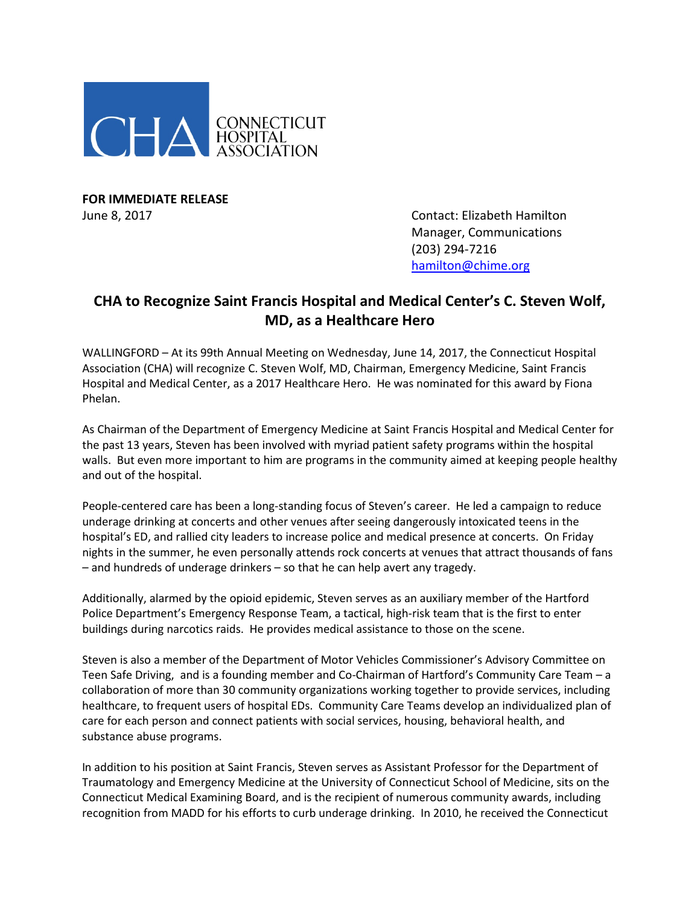CONNECTICUT HOSPITAL ASSOCIATION

**FOR IMMEDIATE RELEASE**
June 8, 2017

Contact: Elizabeth Hamilton
Manager, Communications
(203) 294-7216
hamilton@chime.org

## CHA to Recognize Saint Francis Hospital and Medical Center's C. Steven Wolf, MD, as a Healthcare Hero

WALLINGFORD – At its 99th Annual Meeting on Wednesday, June 14, 2017, the Connecticut Hospital Association (CHA) will recognize C. Steven Wolf, MD, Chairman, Emergency Medicine, Saint Francis Hospital and Medical Center, as a 2017 Healthcare Hero. He was nominated for this award by Fiona Phelan.

As Chairman of the Department of Emergency Medicine at Saint Francis Hospital and Medical Center for the past 13 years, Steven has been involved with myriad patient safety programs within the hospital walls. But even more important to him are programs in the community aimed at keeping people healthy and out of the hospital.

People-centered care has been a long-standing focus of Steven's career. He led a campaign to reduce underage drinking at concerts and other venues after seeing dangerously intoxicated teens in the hospital's ED, and rallied city leaders to increase police and medical presence at concerts. On Friday nights in the summer, he even personally attends rock concerts at venues that attract thousands of fans – and hundreds of underage drinkers – so that he can help avert any tragedy.

Additionally, alarmed by the opioid epidemic, Steven serves as an auxiliary member of the Hartford Police Department's Emergency Response Team, a tactical, high-risk team that is the first to enter buildings during narcotics raids. He provides medical assistance to those on the scene.

Steven is also a member of the Department of Motor Vehicles Commissioner's Advisory Committee on Teen Safe Driving, and is a founding member and Co-Chairman of Hartford's Community Care Team – a collaboration of more than 30 community organizations working together to provide services, including healthcare, to frequent users of hospital EDs. Community Care Teams develop an individualized plan of care for each person and connect patients with social services, housing, behavioral health, and substance abuse programs.

In addition to his position at Saint Francis, Steven serves as Assistant Professor for the Department of Traumatology and Emergency Medicine at the University of Connecticut School of Medicine, sits on the Connecticut Medical Examining Board, and is the recipient of numerous community awards, including recognition from MADD for his efforts to curb underage drinking. In 2010, he received the Connecticut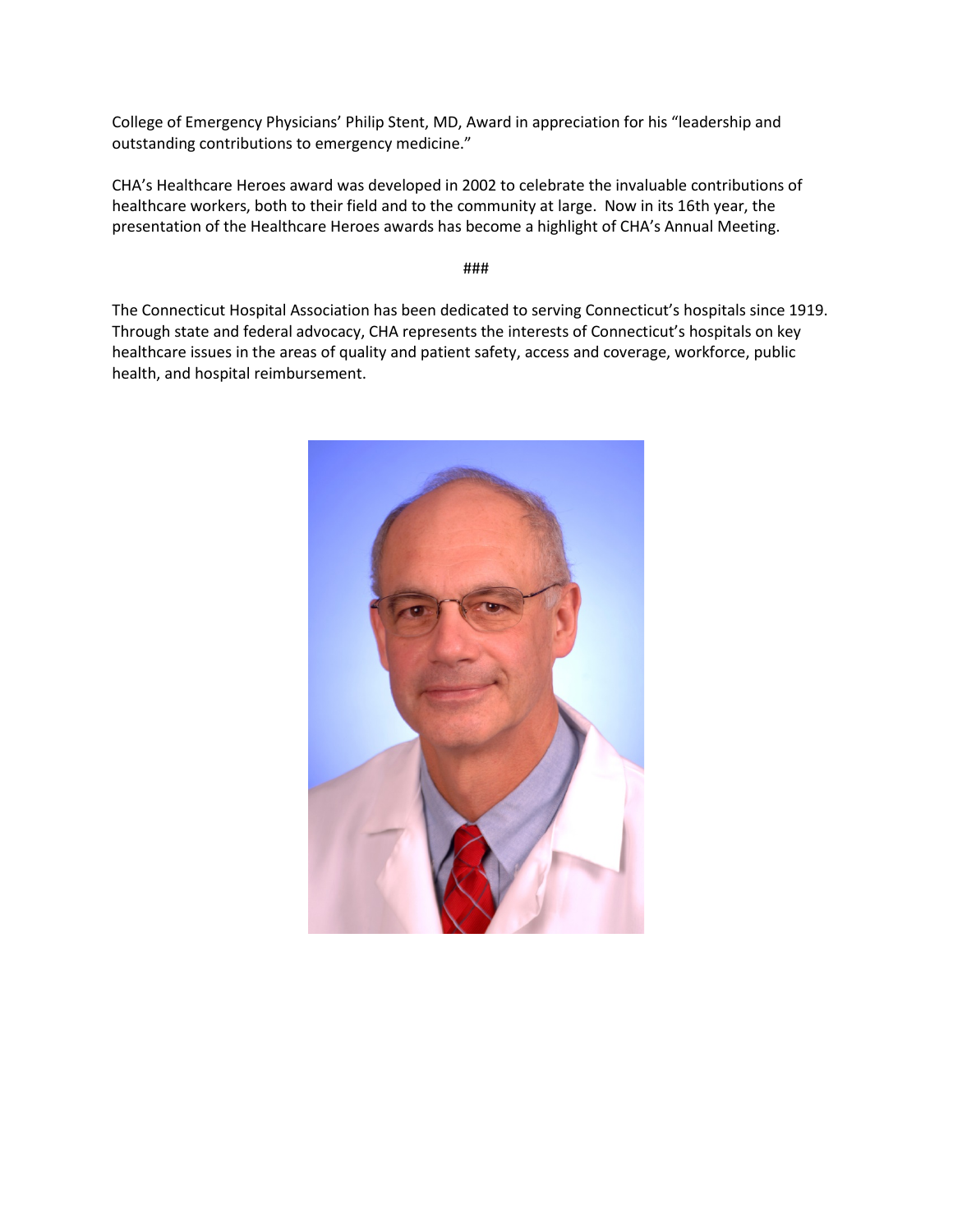College of Emergency Physicians' Philip Stent, MD, Award in appreciation for his "leadership and outstanding contributions to emergency medicine."

CHA's Healthcare Heroes award was developed in 2002 to celebrate the invaluable contributions of healthcare workers, both to their field and to the community at large. Now in its 16th year, the presentation of the Healthcare Heroes awards has become a highlight of CHA's Annual Meeting.

###

The Connecticut Hospital Association has been dedicated to serving Connecticut's hospitals since 1919. Through state and federal advocacy, CHA represents the interests of Connecticut's hospitals on key healthcare issues in the areas of quality and patient safety, access and coverage, workforce, public health, and hospital reimbursement.